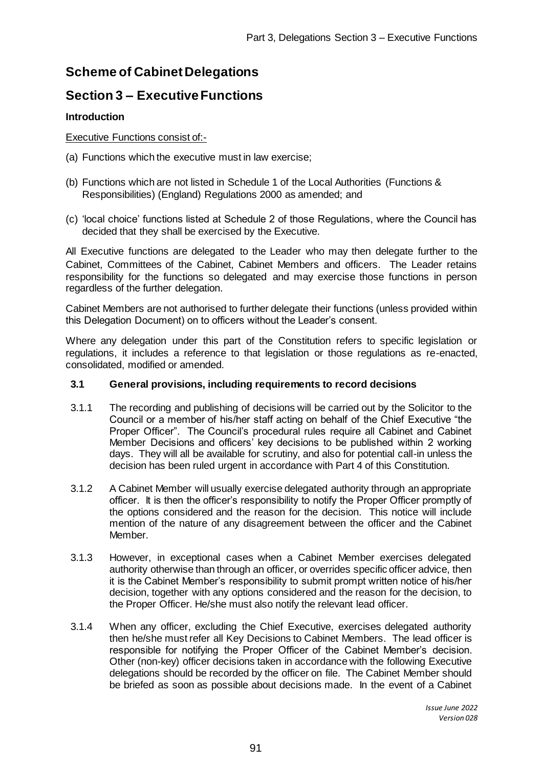# Scheme of Cabinet Delegations

# Section 3 – Executive Functions

### Introduction

Executive Functions consist of:-

(a) Functions which the executive must in law exercise;

(b) Functions which are not listed in Schedule 1 of the Local Authorities (Functions & Responsibilities) (England) Regulations 2000 as amended; and

(c) 'local choice' functions listed at Schedule 2 of those Regulations, where the Council has decided that they shall be exercised by the Executive.

All Executive functions are delegated to the Leader who may then delegate further to the Cabinet, Committees of the Cabinet, Cabinet Members and officers. The Leader retains responsibility for the functions so delegated and may exercise those functions in person regardless of the further delegation.

Cabinet Members are not authorised to further delegate their functions (unless provided within this Delegation Document) on to officers without the Leader's consent.

Where any delegation under this part of the Constitution refers to specific legislation or regulations, it includes a reference to that legislation or those regulations as re-enacted, consolidated, modified or amended.

### 3.1 General provisions, including requirements to record decisions

3.1.1 The recording and publishing of decisions will be carried out by the Solicitor to the Council or a member of his/her staff acting on behalf of the Chief Executive "the Proper Officer". The Council's procedural rules require all Cabinet and Cabinet Member Decisions and officers' key decisions to be published within 2 working days. They will all be available for scrutiny, and also for potential call-in unless the decision has been ruled urgent in accordance with Part 4 of this Constitution.

3.1.2 A Cabinet Member will usually exercise delegated authority through an appropriate officer. It is then the officer's responsibility to notify the Proper Officer promptly of the options considered and the reason for the decision. This notice will include mention of the nature of any disagreement between the officer and the Cabinet Member.

3.1.3 However, in exceptional cases when a Cabinet Member exercises delegated authority otherwise than through an officer, or overrides specific officer advice, then it is the Cabinet Member's responsibility to submit prompt written notice of his/her decision, together with any options considered and the reason for the decision, to the Proper Officer. He/she must also notify the relevant lead officer.

3.1.4 When any officer, excluding the Chief Executive, exercises delegated authority then he/she must refer all Key Decisions to Cabinet Members. The lead officer is responsible for notifying the Proper Officer of the Cabinet Member's decision. Other (non-key) officer decisions taken in accordance with the following Executive delegations should be recorded by the officer on file. The Cabinet Member should be briefed as soon as possible about decisions made. In the event of a Cabinet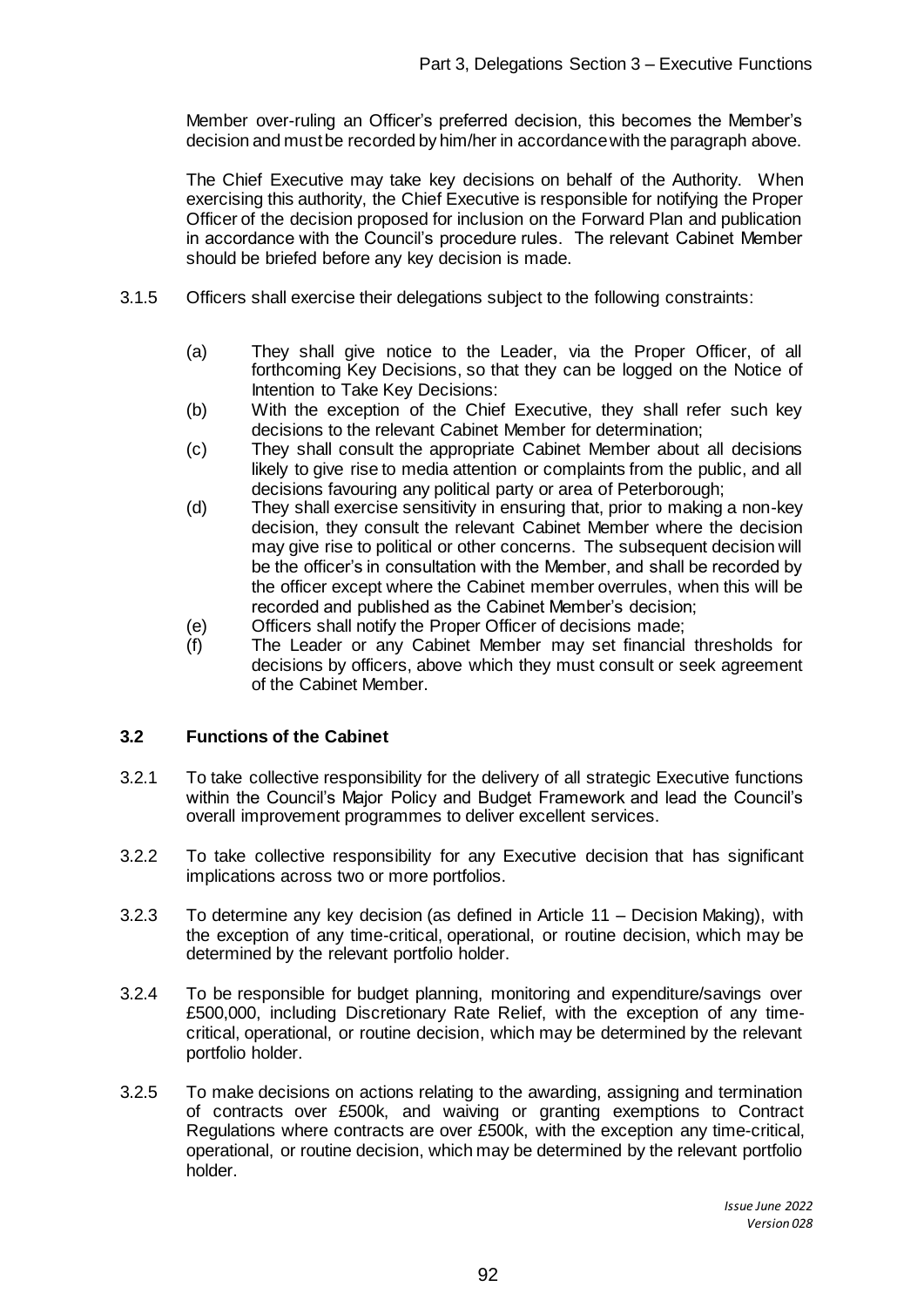Member over-ruling an Officer's preferred decision, this becomes the Member's decision and must be recorded by him/her in accordance with the paragraph above.

The Chief Executive may take key decisions on behalf of the Authority. When exercising this authority, the Chief Executive is responsible for notifying the Proper Officer of the decision proposed for inclusion on the Forward Plan and publication in accordance with the Council's procedure rules. The relevant Cabinet Member should be briefed before any key decision is made.

3.1.5 Officers shall exercise their delegations subject to the following constraints:

(a) They shall give notice to the Leader, via the Proper Officer, of all forthcoming Key Decisions, so that they can be logged on the Notice of Intention to Take Key Decisions:

(b) With the exception of the Chief Executive, they shall refer such key decisions to the relevant Cabinet Member for determination;

(c) They shall consult the appropriate Cabinet Member about all decisions likely to give rise to media attention or complaints from the public, and all decisions favouring any political party or area of Peterborough;

(d) They shall exercise sensitivity in ensuring that, prior to making a non-key decision, they consult the relevant Cabinet Member where the decision may give rise to political or other concerns. The subsequent decision will be the officer's in consultation with the Member, and shall be recorded by the officer except where the Cabinet member overrules, when this will be recorded and published as the Cabinet Member's decision;

(e) Officers shall notify the Proper Officer of decisions made;

(f) The Leader or any Cabinet Member may set financial thresholds for decisions by officers, above which they must consult or seek agreement of the Cabinet Member.

### 3.2 Functions of the Cabinet

3.2.1 To take collective responsibility for the delivery of all strategic Executive functions within the Council's Major Policy and Budget Framework and lead the Council's overall improvement programmes to deliver excellent services.

3.2.2 To take collective responsibility for any Executive decision that has significant implications across two or more portfolios.

3.2.3 To determine any key decision (as defined in Article 11 – Decision Making), with the exception of any time-critical, operational, or routine decision, which may be determined by the relevant portfolio holder.

3.2.4 To be responsible for budget planning, monitoring and expenditure/savings over £500,000, including Discretionary Rate Relief, with the exception of any time-critical, operational, or routine decision, which may be determined by the relevant portfolio holder.

3.2.5 To make decisions on actions relating to the awarding, assigning and termination of contracts over £500k, and waiving or granting exemptions to Contract Regulations where contracts are over £500k, with the exception any time-critical, operational, or routine decision, which may be determined by the relevant portfolio holder.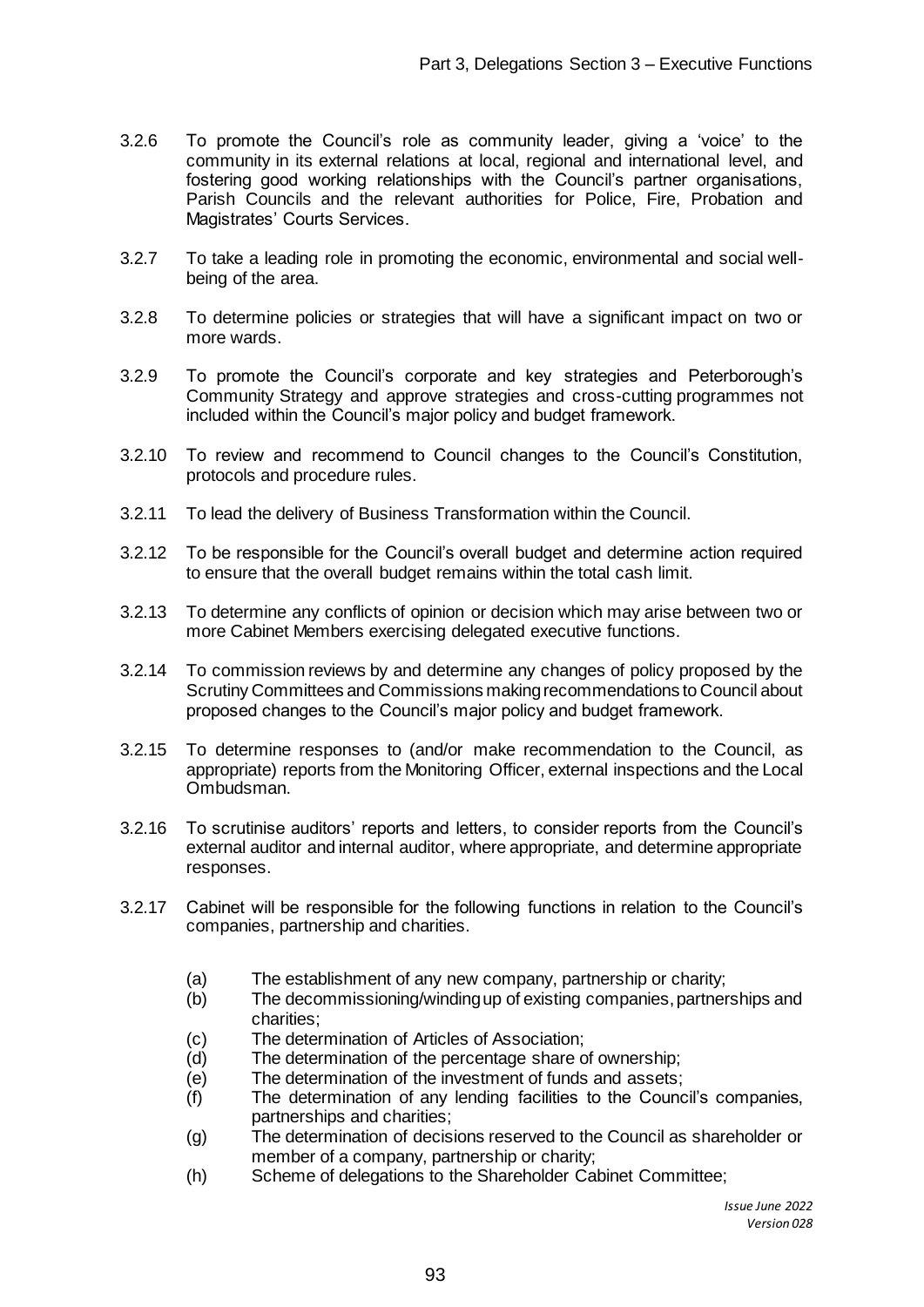3.2.6 To promote the Council's role as community leader, giving a 'voice' to the community in its external relations at local, regional and international level, and fostering good working relationships with the Council's partner organisations, Parish Councils and the relevant authorities for Police, Fire, Probation and Magistrates' Courts Services.

3.2.7 To take a leading role in promoting the economic, environmental and social well-being of the area.

3.2.8 To determine policies or strategies that will have a significant impact on two or more wards.

3.2.9 To promote the Council's corporate and key strategies and Peterborough's Community Strategy and approve strategies and cross-cutting programmes not included within the Council's major policy and budget framework.

3.2.10 To review and recommend to Council changes to the Council's Constitution, protocols and procedure rules.

3.2.11 To lead the delivery of Business Transformation within the Council.

3.2.12 To be responsible for the Council's overall budget and determine action required to ensure that the overall budget remains within the total cash limit.

3.2.13 To determine any conflicts of opinion or decision which may arise between two or more Cabinet Members exercising delegated executive functions.

3.2.14 To commission reviews by and determine any changes of policy proposed by the Scrutiny Committees and Commissions making recommendations to Council about proposed changes to the Council's major policy and budget framework.

3.2.15 To determine responses to (and/or make recommendation to the Council, as appropriate) reports from the Monitoring Officer, external inspections and the Local Ombudsman.

3.2.16 To scrutinise auditors' reports and letters, to consider reports from the Council's external auditor and internal auditor, where appropriate, and determine appropriate responses.

3.2.17 Cabinet will be responsible for the following functions in relation to the Council's companies, partnership and charities.

- (a) The establishment of any new company, partnership or charity;
- (b) The decommissioning/winding up of existing companies, partnerships and charities;
- (c) The determination of Articles of Association;
- (d) The determination of the percentage share of ownership;
- (e) The determination of the investment of funds and assets;
- (f) The determination of any lending facilities to the Council's companies, partnerships and charities;
- (g) The determination of decisions reserved to the Council as shareholder or member of a company, partnership or charity;
- (h) Scheme of delegations to the Shareholder Cabinet Committee;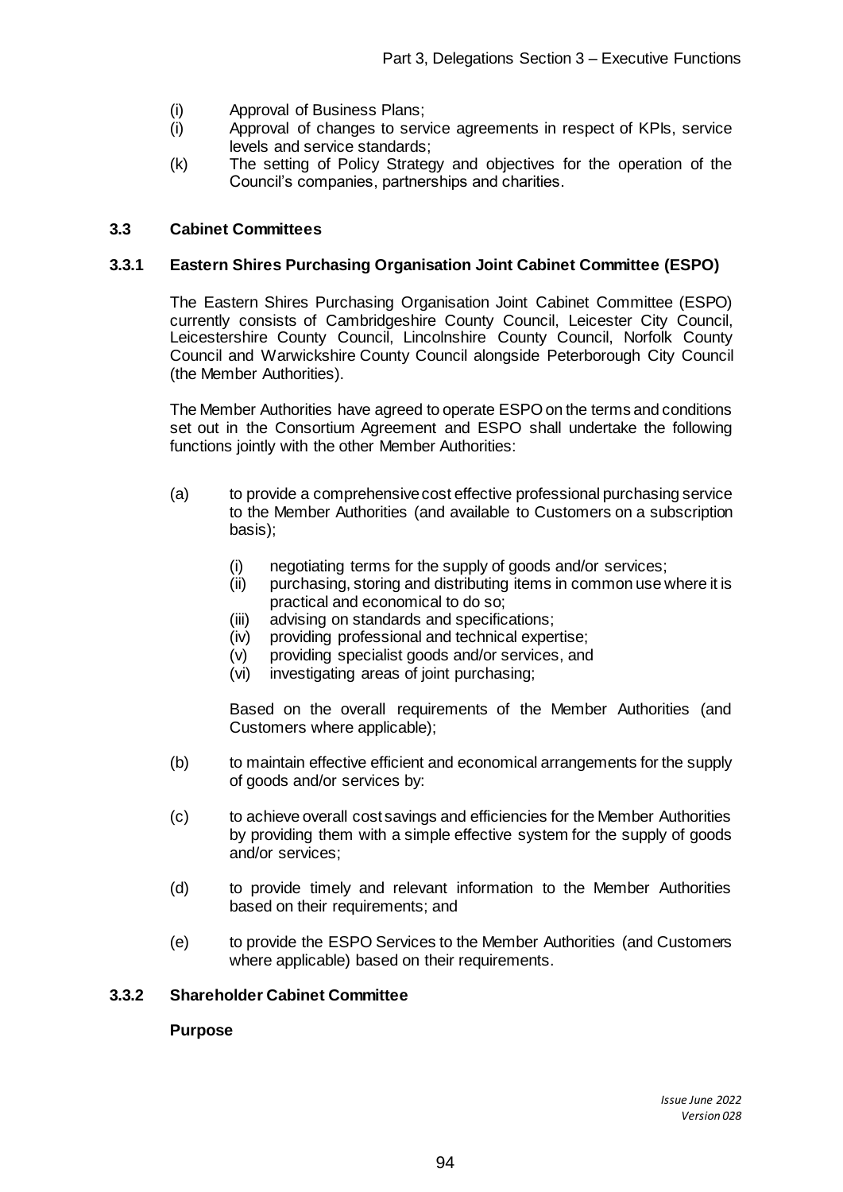(i) Approval of Business Plans;

(i) Approval of changes to service agreements in respect of KPIs, service levels and service standards;

(k) The setting of Policy Strategy and objectives for the operation of the Council's companies, partnerships and charities.

## 3.3 Cabinet Committees

### 3.3.1 Eastern Shires Purchasing Organisation Joint Cabinet Committee (ESPO)

The Eastern Shires Purchasing Organisation Joint Cabinet Committee (ESPO) currently consists of Cambridgeshire County Council, Leicester City Council, Leicestershire County Council, Lincolnshire County Council, Norfolk County Council and Warwickshire County Council alongside Peterborough City Council (the Member Authorities).

The Member Authorities have agreed to operate ESPO on the terms and conditions set out in the Consortium Agreement and ESPO shall undertake the following functions jointly with the other Member Authorities:

(a) to provide a comprehensive cost effective professional purchasing service to the Member Authorities (and available to Customers on a subscription basis);

- (i) negotiating terms for the supply of goods and/or services;
- (ii) purchasing, storing and distributing items in common use where it is practical and economical to do so;
- (iii) advising on standards and specifications;
- (iv) providing professional and technical expertise;
- (v) providing specialist goods and/or services, and
- (vi) investigating areas of joint purchasing;

Based on the overall requirements of the Member Authorities (and Customers where applicable);

(b) to maintain effective efficient and economical arrangements for the supply of goods and/or services by:

(c) to achieve overall cost savings and efficiencies for the Member Authorities by providing them with a simple effective system for the supply of goods and/or services;

(d) to provide timely and relevant information to the Member Authorities based on their requirements; and

(e) to provide the ESPO Services to the Member Authorities (and Customers where applicable) based on their requirements.

### 3.3.2 Shareholder Cabinet Committee

**Purpose**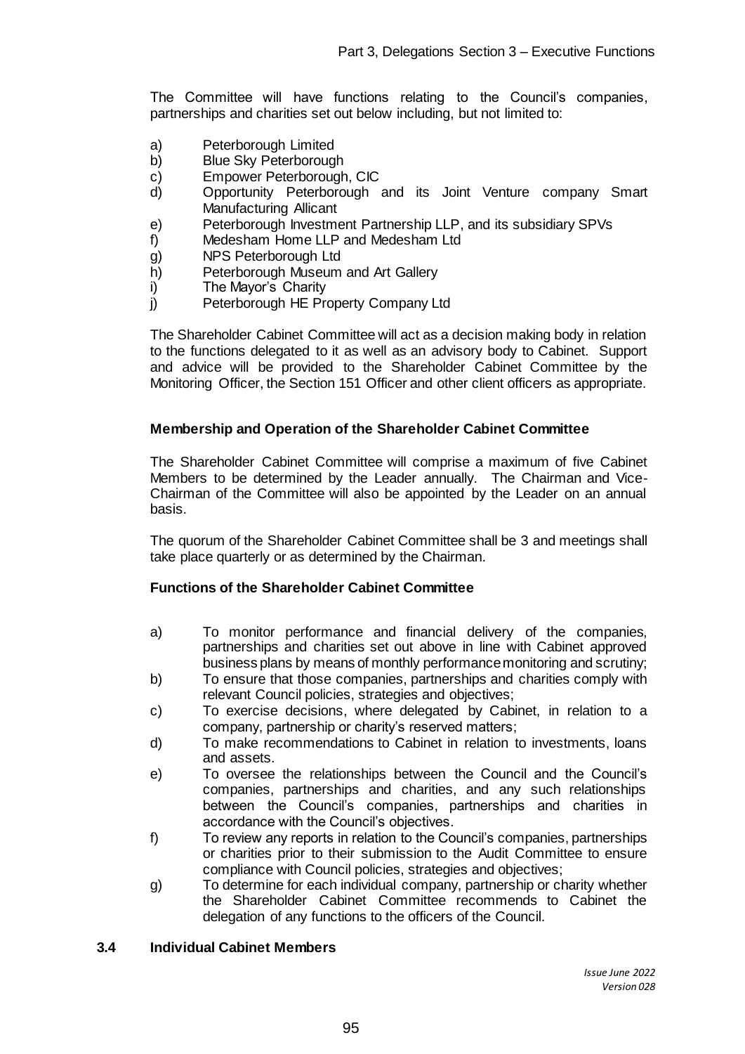The Committee will have functions relating to the Council's companies, partnerships and charities set out below including, but not limited to:

a) Peterborough Limited
b) Blue Sky Peterborough
c) Empower Peterborough, CIC
d) Opportunity Peterborough and its Joint Venture company Smart Manufacturing Allicant
e) Peterborough Investment Partnership LLP, and its subsidiary SPVs
f) Medesham Home LLP and Medesham Ltd
g) NPS Peterborough Ltd
h) Peterborough Museum and Art Gallery
i) The Mayor's Charity
j) Peterborough HE Property Company Ltd

The Shareholder Cabinet Committee will act as a decision making body in relation to the functions delegated to it as well as an advisory body to Cabinet. Support and advice will be provided to the Shareholder Cabinet Committee by the Monitoring Officer, the Section 151 Officer and other client officers as appropriate.

**Membership and Operation of the Shareholder Cabinet Committee**

The Shareholder Cabinet Committee will comprise a maximum of five Cabinet Members to be determined by the Leader annually. The Chairman and Vice-Chairman of the Committee will also be appointed by the Leader on an annual basis.

The quorum of the Shareholder Cabinet Committee shall be 3 and meetings shall take place quarterly or as determined by the Chairman.

**Functions of the Shareholder Cabinet Committee**

a) To monitor performance and financial delivery of the companies, partnerships and charities set out above in line with Cabinet approved business plans by means of monthly performance monitoring and scrutiny;
b) To ensure that those companies, partnerships and charities comply with relevant Council policies, strategies and objectives;
c) To exercise decisions, where delegated by Cabinet, in relation to a company, partnership or charity's reserved matters;
d) To make recommendations to Cabinet in relation to investments, loans and assets.
e) To oversee the relationships between the Council and the Council's companies, partnerships and charities, and any such relationships between the Council's companies, partnerships and charities in accordance with the Council's objectives.
f) To review any reports in relation to the Council's companies, partnerships or charities prior to their submission to the Audit Committee to ensure compliance with Council policies, strategies and objectives;
g) To determine for each individual company, partnership or charity whether the Shareholder Cabinet Committee recommends to Cabinet the delegation of any functions to the officers of the Council.

### 3.4 Individual Cabinet Members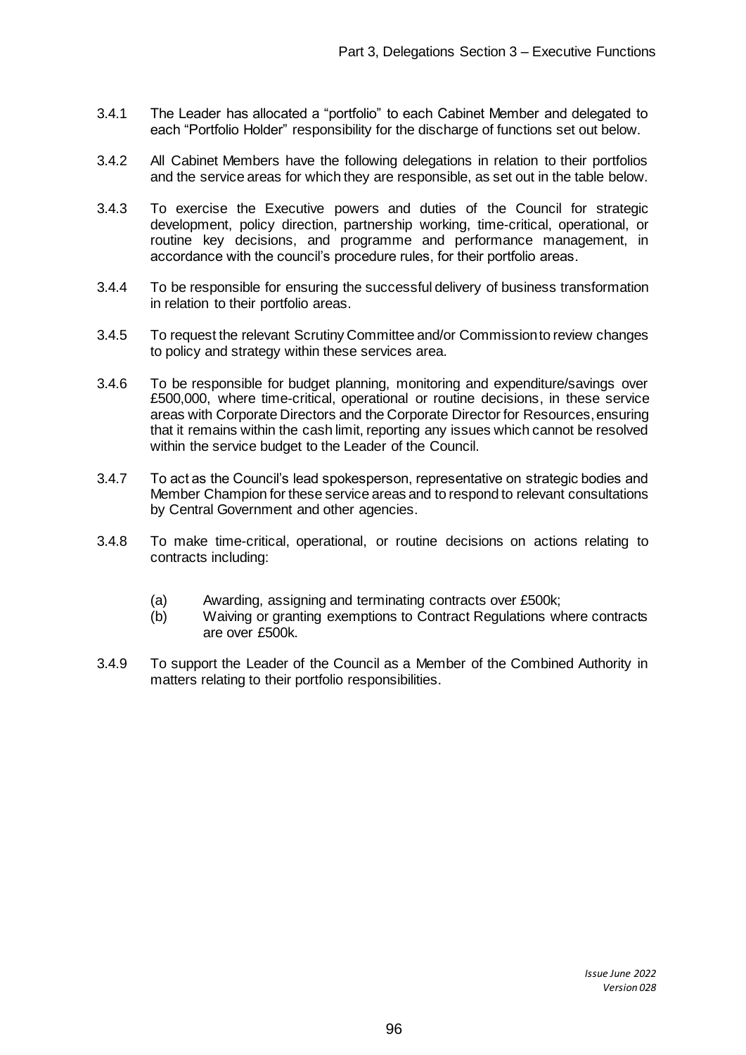3.4.1 The Leader has allocated a "portfolio" to each Cabinet Member and delegated to each "Portfolio Holder" responsibility for the discharge of functions set out below.

3.4.2 All Cabinet Members have the following delegations in relation to their portfolios and the service areas for which they are responsible, as set out in the table below.

3.4.3 To exercise the Executive powers and duties of the Council for strategic development, policy direction, partnership working, time-critical, operational, or routine key decisions, and programme and performance management, in accordance with the council's procedure rules, for their portfolio areas.

3.4.4 To be responsible for ensuring the successful delivery of business transformation in relation to their portfolio areas.

3.4.5 To request the relevant Scrutiny Committee and/or Commission to review changes to policy and strategy within these services area.

3.4.6 To be responsible for budget planning, monitoring and expenditure/savings over £500,000, where time-critical, operational or routine decisions, in these service areas with Corporate Directors and the Corporate Director for Resources, ensuring that it remains within the cash limit, reporting any issues which cannot be resolved within the service budget to the Leader of the Council.

3.4.7 To act as the Council's lead spokesperson, representative on strategic bodies and Member Champion for these service areas and to respond to relevant consultations by Central Government and other agencies.

3.4.8 To make time-critical, operational, or routine decisions on actions relating to contracts including:

(a) Awarding, assigning and terminating contracts over £500k;

(b) Waiving or granting exemptions to Contract Regulations where contracts are over £500k.

3.4.9 To support the Leader of the Council as a Member of the Combined Authority in matters relating to their portfolio responsibilities.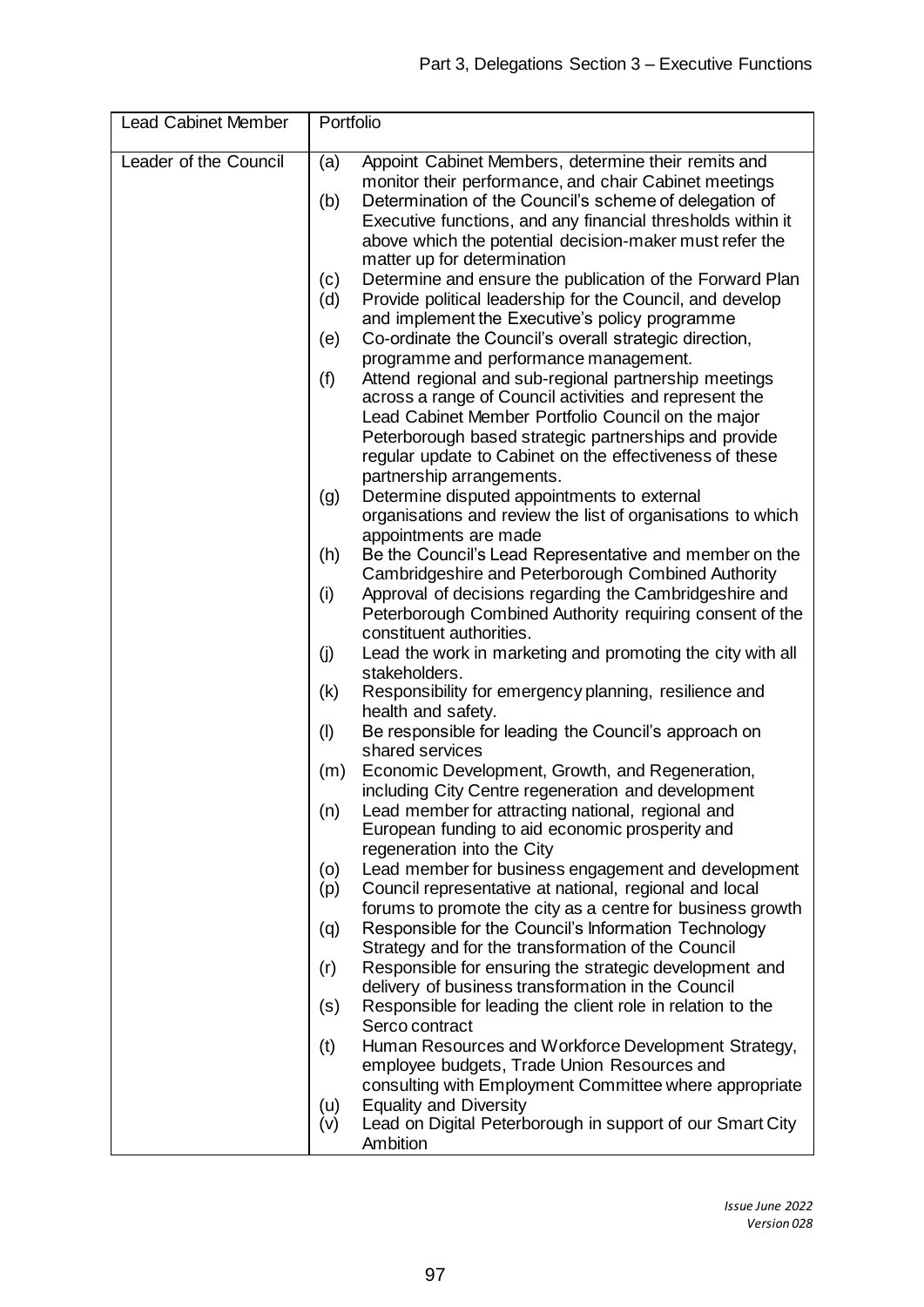| Lead Cabinet Member | Portfolio |
|---|---|
| Leader of the Council | (a) Appoint Cabinet Members, determine their remits and monitor their performance, and chair Cabinet meetings<br>(b) Determination of the Council's scheme of delegation of Executive functions, and any financial thresholds within it above which the potential decision-maker must refer the matter up for determination<br>(c) Determine and ensure the publication of the Forward Plan<br>(d) Provide political leadership for the Council, and develop and implement the Executive's policy programme<br>(e) Co-ordinate the Council's overall strategic direction, programme and performance management.<br>(f) Attend regional and sub-regional partnership meetings across a range of Council activities and represent the Lead Cabinet Member Portfolio Council on the major Peterborough based strategic partnerships and provide regular update to Cabinet on the effectiveness of these partnership arrangements.<br>(g) Determine disputed appointments to external organisations and review the list of organisations to which appointments are made<br>(h) Be the Council's Lead Representative and member on the Cambridgeshire and Peterborough Combined Authority<br>(i) Approval of decisions regarding the Cambridgeshire and Peterborough Combined Authority requiring consent of the constituent authorities.<br>(j) Lead the work in marketing and promoting the city with all stakeholders.<br>(k) Responsibility for emergency planning, resilience and health and safety.<br>(l) Be responsible for leading the Council's approach on shared services<br>(m) Economic Development, Growth, and Regeneration, including City Centre regeneration and development<br>(n) Lead member for attracting national, regional and European funding to aid economic prosperity and regeneration into the City<br>(o) Lead member for business engagement and development<br>(p) Council representative at national, regional and local forums to promote the city as a centre for business growth<br>(q) Responsible for the Council's Information Technology Strategy and for the transformation of the Council<br>(r) Responsible for ensuring the strategic development and delivery of business transformation in the Council<br>(s) Responsible for leading the client role in relation to the Serco contract<br>(t) Human Resources and Workforce Development Strategy, employee budgets, Trade Union Resources and consulting with Employment Committee where appropriate<br>(u) Equality and Diversity<br>(v) Lead on Digital Peterborough in support of our Smart City Ambition |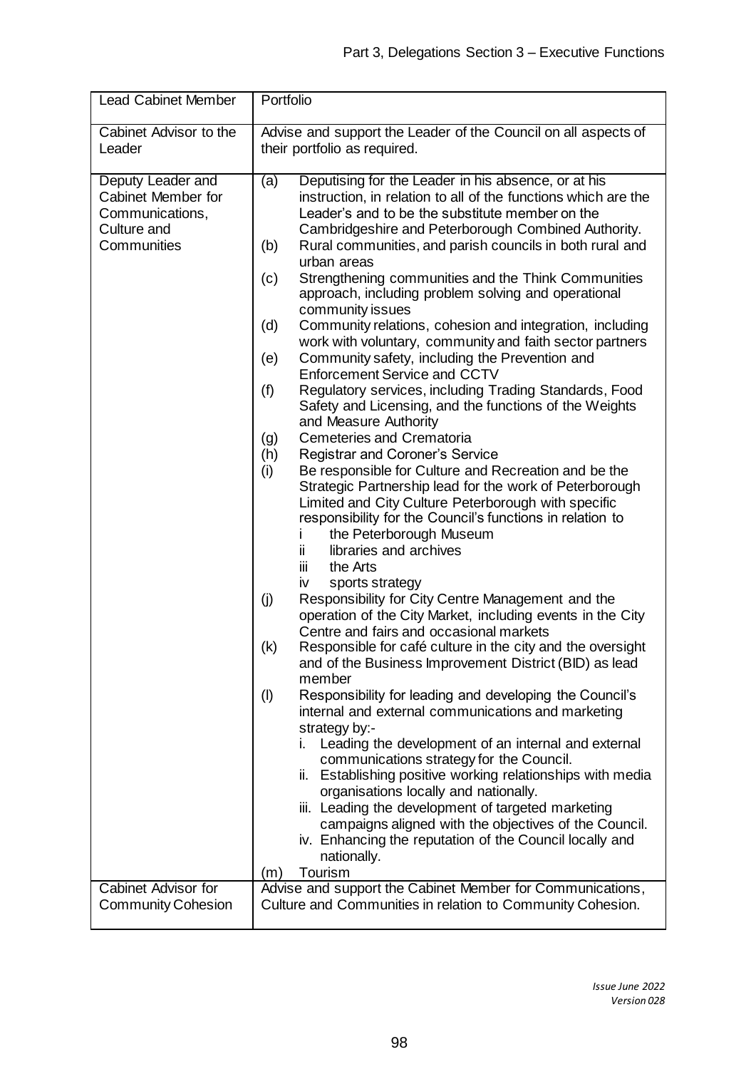| Lead Cabinet Member | Portfolio |
|---|---|
| Cabinet Advisor to the Leader | Advise and support the Leader of the Council on all aspects of their portfolio as required. |
| Deputy Leader and Cabinet Member for Communications, Culture and Communities | (a) Deputising for the Leader in his absence, or at his instruction, in relation to all of the functions which are the Leader's and to be the substitute member on the Cambridgeshire and Peterborough Combined Authority.<br>(b) Rural communities, and parish councils in both rural and urban areas<br>(c) Strengthening communities and the Think Communities approach, including problem solving and operational community issues<br>(d) Community relations, cohesion and integration, including work with voluntary, community and faith sector partners<br>(e) Community safety, including the Prevention and Enforcement Service and CCTV<br>(f) Regulatory services, including Trading Standards, Food Safety and Licensing, and the functions of the Weights and Measure Authority<br>(g) Cemeteries and Crematoria<br>(h) Registrar and Coroner's Service<br>(i) Be responsible for Culture and Recreation and be the Strategic Partnership lead for the work of Peterborough Limited and City Culture Peterborough with specific responsibility for the Council's functions in relation to<br>i the Peterborough Museum<br>ii libraries and archives<br>iii the Arts<br>iv sports strategy<br>(j) Responsibility for City Centre Management and the operation of the City Market, including events in the City Centre and fairs and occasional markets<br>(k) Responsible for café culture in the city and the oversight and of the Business Improvement District (BID) as lead member<br>(l) Responsibility for leading and developing the Council's internal and external communications and marketing strategy by:-<br>i. Leading the development of an internal and external communications strategy for the Council.<br>ii. Establishing positive working relationships with media organisations locally and nationally.<br>iii. Leading the development of targeted marketing campaigns aligned with the objectives of the Council.<br>iv. Enhancing the reputation of the Council locally and nationally.<br>(m) Tourism |
| Cabinet Advisor for Community Cohesion | Advise and support the Cabinet Member for Communications, Culture and Communities in relation to Community Cohesion. |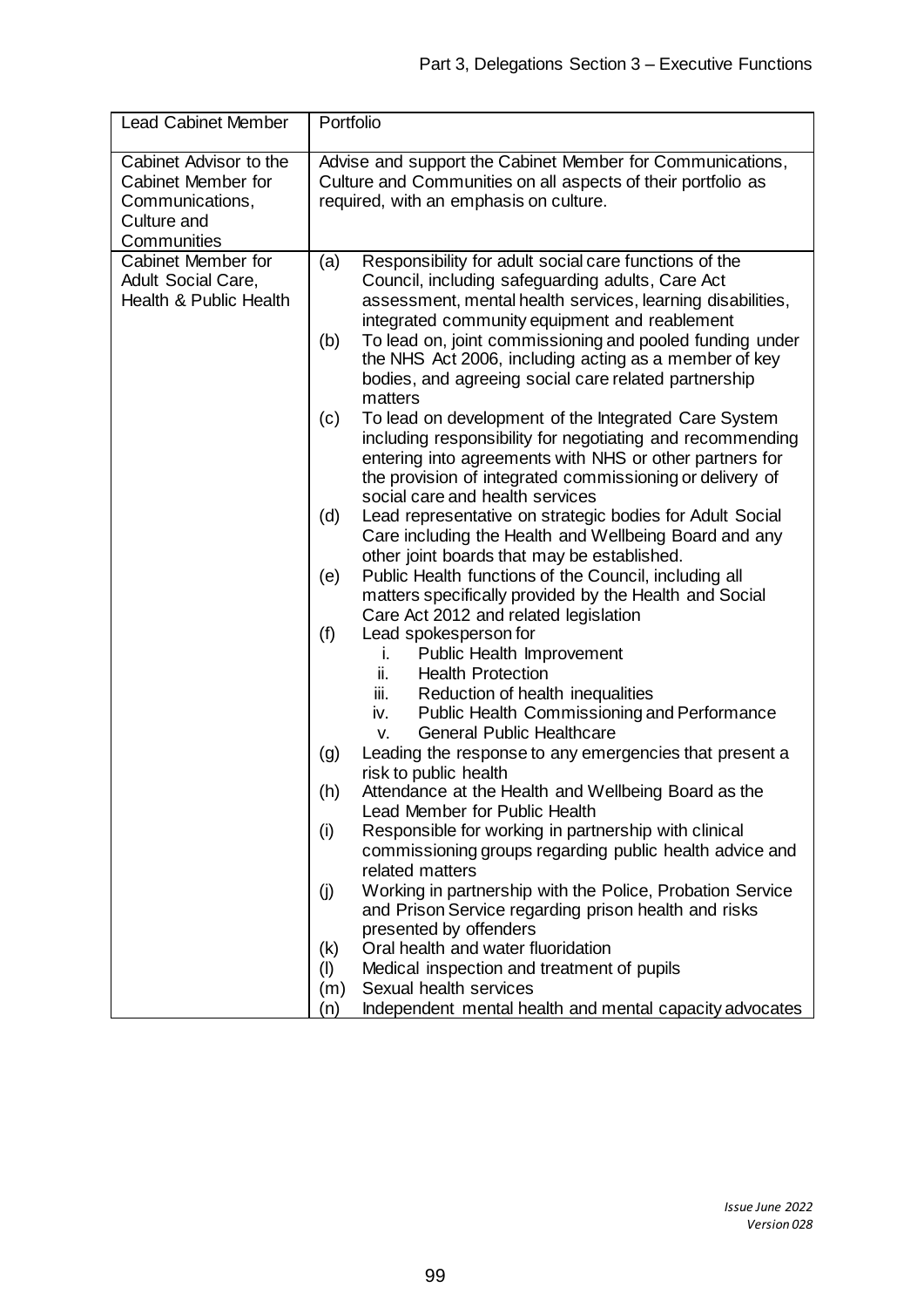| Lead Cabinet Member | Portfolio |
|---|---|
| Cabinet Advisor to the Cabinet Member for Communications, Culture and Communities | Advise and support the Cabinet Member for Communications, Culture and Communities on all aspects of their portfolio as required, with an emphasis on culture. |
| Cabinet Member for Adult Social Care, Health & Public Health | (a) Responsibility for adult social care functions of the Council, including safeguarding adults, Care Act assessment, mental health services, learning disabilities, integrated community equipment and reablement<br>(b) To lead on, joint commissioning and pooled funding under the NHS Act 2006, including acting as a member of key bodies, and agreeing social care related partnership matters<br>(c) To lead on development of the Integrated Care System including responsibility for negotiating and recommending entering into agreements with NHS or other partners for the provision of integrated commissioning or delivery of social care and health services<br>(d) Lead representative on strategic bodies for Adult Social Care including the Health and Wellbeing Board and any other joint boards that may be established.<br>(e) Public Health functions of the Council, including all matters specifically provided by the Health and Social Care Act 2012 and related legislation<br>(f) Lead spokesperson for<br>i. Public Health Improvement<br>ii. Health Protection<br>iii. Reduction of health inequalities<br>iv. Public Health Commissioning and Performance<br>v. General Public Healthcare<br>(g) Leading the response to any emergencies that present a risk to public health<br>(h) Attendance at the Health and Wellbeing Board as the Lead Member for Public Health<br>(i) Responsible for working in partnership with clinical commissioning groups regarding public health advice and related matters<br>(j) Working in partnership with the Police, Probation Service and Prison Service regarding prison health and risks presented by offenders<br>(k) Oral health and water fluoridation<br>(l) Medical inspection and treatment of pupils<br>(m) Sexual health services<br>(n) Independent mental health and mental capacity advocates |

*Issue June 2022*
*Version 028*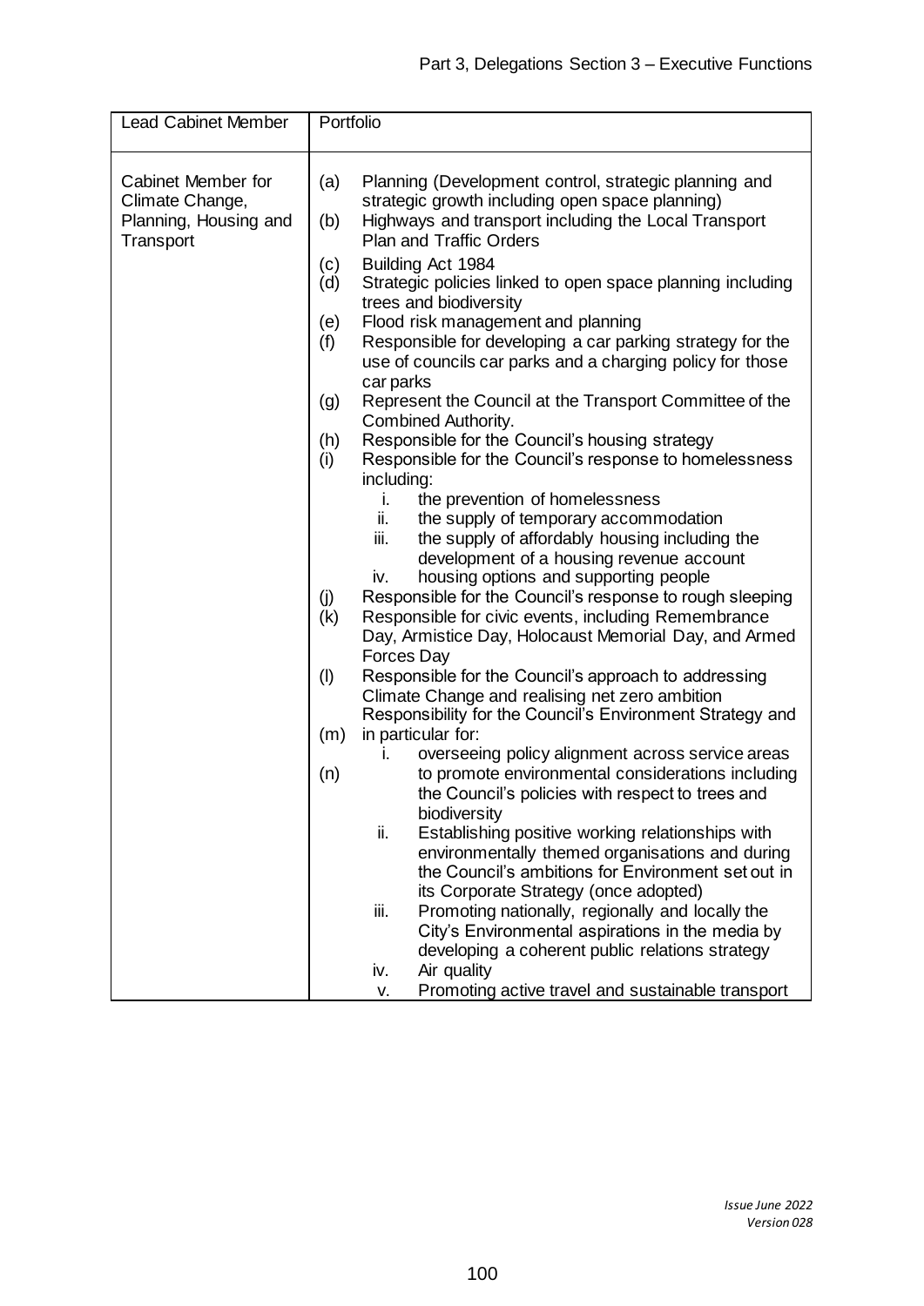| Lead Cabinet Member | Portfolio |
| --- | --- |
| Cabinet Member for Climate Change, Planning, Housing and Transport | (a) Planning (Development control, strategic planning and strategic growth including open space planning)<br>(b) Highways and transport including the Local Transport Plan and Traffic Orders<br>(c) Building Act 1984<br>(d) Strategic policies linked to open space planning including trees and biodiversity<br>(e) Flood risk management and planning<br>(f) Responsible for developing a car parking strategy for the use of councils car parks and a charging policy for those car parks<br>(g) Represent the Council at the Transport Committee of the Combined Authority.<br>(h) Responsible for the Council's housing strategy<br>(i) Responsible for the Council's response to homelessness including:<br>i. the prevention of homelessness<br>ii. the supply of temporary accommodation<br>iii. the supply of affordably housing including the development of a housing revenue account<br>iv. housing options and supporting people<br>(j) Responsible for the Council's response to rough sleeping<br>(k) Responsible for civic events, including Remembrance Day, Armistice Day, Holocaust Memorial Day, and Armed Forces Day<br>(l) Responsible for the Council's approach to addressing Climate Change and realising net zero ambition<br>(m) Responsibility for the Council's Environment Strategy and in particular for:<br>(n)<br>i. overseeing policy alignment across service areas to promote environmental considerations including the Council's policies with respect to trees and biodiversity<br>ii. Establishing positive working relationships with environmentally themed organisations and during the Council's ambitions for Environment set out in its Corporate Strategy (once adopted)<br>iii. Promoting nationally, regionally and locally the City's Environmental aspirations in the media by developing a coherent public relations strategy<br>iv. Air quality<br>v. Promoting active travel and sustainable transport |

*Issue June 2022*
*Version 028*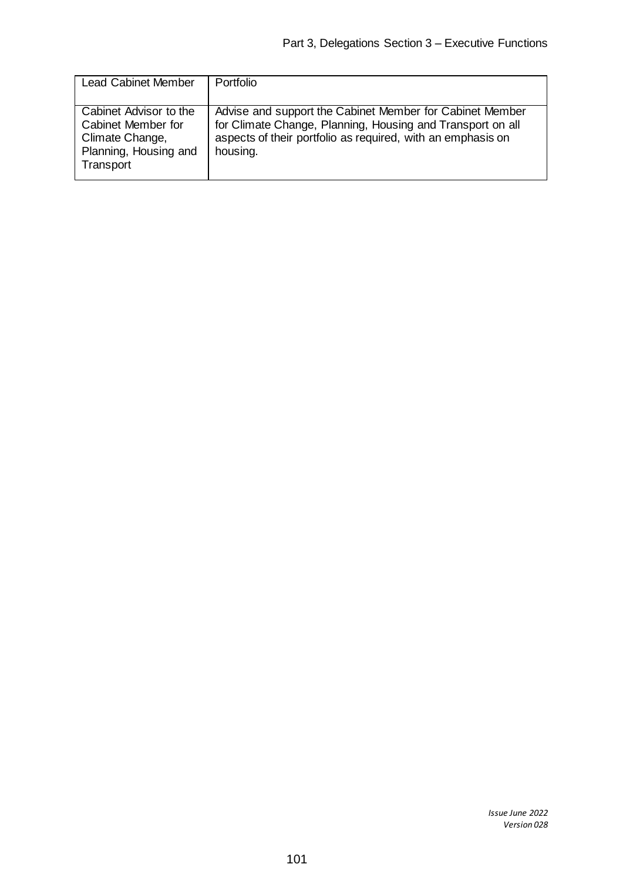| Lead Cabinet Member | Portfolio |
|---|---|
| Cabinet Advisor to the Cabinet Member for Climate Change, Planning, Housing and Transport | Advise and support the Cabinet Member for Cabinet Member for Climate Change, Planning, Housing and Transport on all aspects of their portfolio as required, with an emphasis on housing. |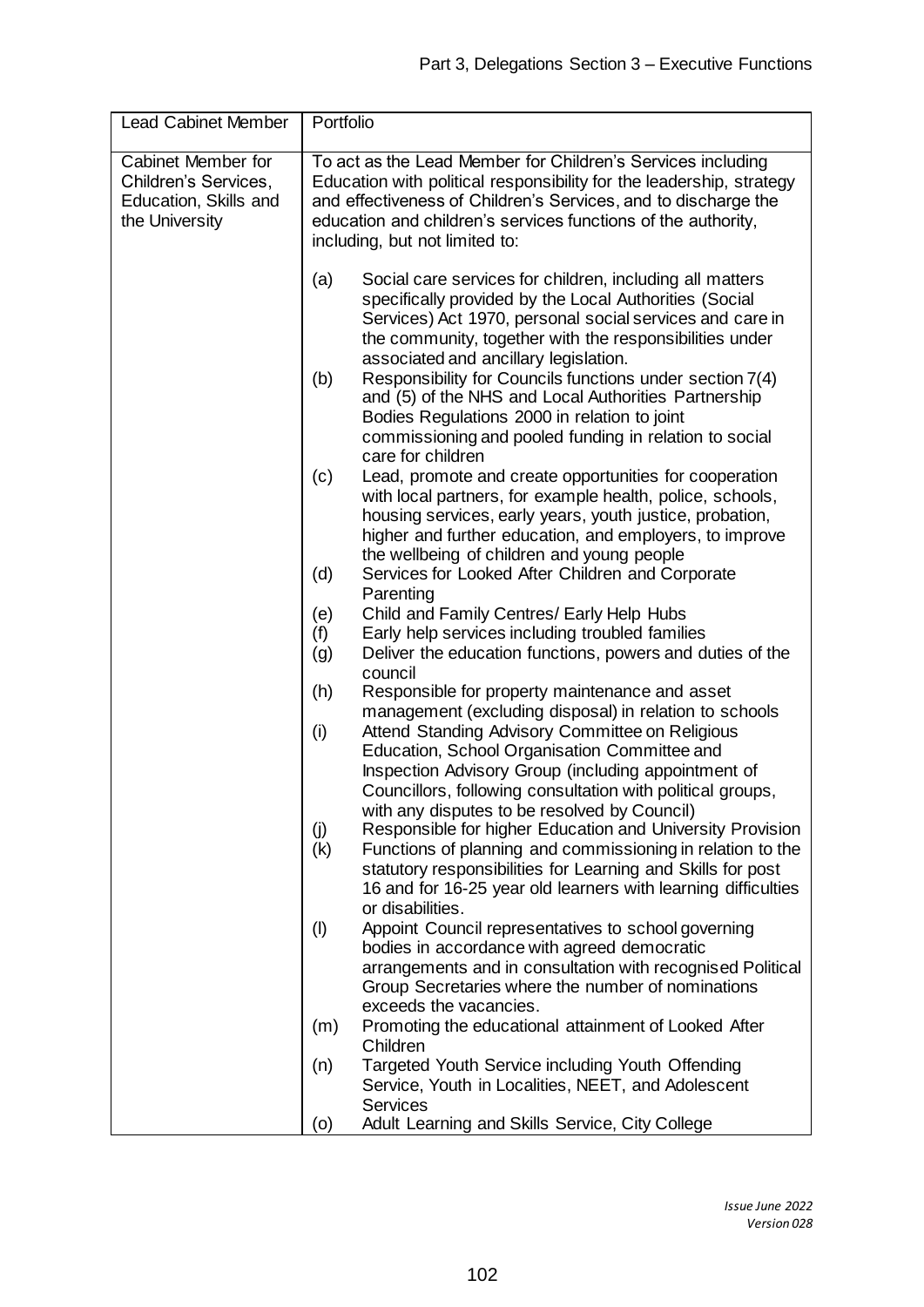| Lead Cabinet Member | Portfolio |
|---|---|
| Cabinet Member for Children's Services, Education, Skills and the University | To act as the Lead Member for Children's Services including Education with political responsibility for the leadership, strategy and effectiveness of Children's Services, and to discharge the education and children's services functions of the authority, including, but not limited to:<br><br>(a) Social care services for children, including all matters specifically provided by the Local Authorities (Social Services) Act 1970, personal social services and care in the community, together with the responsibilities under associated and ancillary legislation.<br>(b) Responsibility for Councils functions under section 7(4) and (5) of the NHS and Local Authorities Partnership Bodies Regulations 2000 in relation to joint commissioning and pooled funding in relation to social care for children<br>(c) Lead, promote and create opportunities for cooperation with local partners, for example health, police, schools, housing services, early years, youth justice, probation, higher and further education, and employers, to improve the wellbeing of children and young people<br>(d) Services for Looked After Children and Corporate Parenting<br>(e) Child and Family Centres/ Early Help Hubs<br>(f) Early help services including troubled families<br>(g) Deliver the education functions, powers and duties of the council<br>(h) Responsible for property maintenance and asset management (excluding disposal) in relation to schools<br>(i) Attend Standing Advisory Committee on Religious Education, School Organisation Committee and Inspection Advisory Group (including appointment of Councillors, following consultation with political groups, with any disputes to be resolved by Council)<br>(j) Responsible for higher Education and University Provision<br>(k) Functions of planning and commissioning in relation to the statutory responsibilities for Learning and Skills for post 16 and for 16-25 year old learners with learning difficulties or disabilities.<br>(l) Appoint Council representatives to school governing bodies in accordance with agreed democratic arrangements and in consultation with recognised Political Group Secretaries where the number of nominations exceeds the vacancies.<br>(m) Promoting the educational attainment of Looked After Children<br>(n) Targeted Youth Service including Youth Offending Service, Youth in Localities, NEET, and Adolescent Services<br>(o) Adult Learning and Skills Service, City College |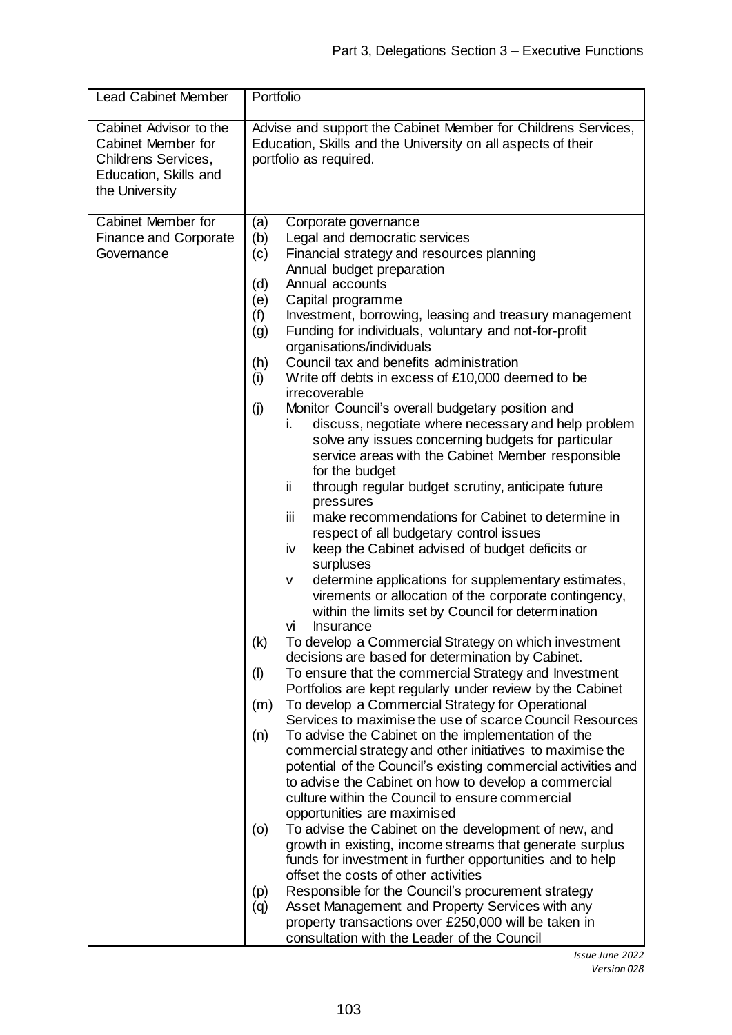| Lead Cabinet Member | Portfolio |
| --- | --- |
| Cabinet Advisor to the Cabinet Member for Childrens Services, Education, Skills and the University | Advise and support the Cabinet Member for Childrens Services, Education, Skills and the University on all aspects of their portfolio as required. |
| Cabinet Member for Finance and Corporate Governance | (a) Corporate governance<br>(b) Legal and democratic services<br>(c) Financial strategy and resources planning<br>Annual budget preparation<br>(d) Annual accounts<br>(e) Capital programme<br>(f) Investment, borrowing, leasing and treasury management<br>(g) Funding for individuals, voluntary and not-for-profit organisations/individuals<br>(h) Council tax and benefits administration<br>(i) Write off debts in excess of £10,000 deemed to be irrecoverable<br>(j) Monitor Council's overall budgetary position and<br>i. discuss, negotiate where necessary and help problem solve any issues concerning budgets for particular service areas with the Cabinet Member responsible for the budget<br>ii through regular budget scrutiny, anticipate future pressures<br>iii make recommendations for Cabinet to determine in respect of all budgetary control issues<br>iv keep the Cabinet advised of budget deficits or surpluses<br>v determine applications for supplementary estimates, virements or allocation of the corporate contingency, within the limits set by Council for determination<br>vi Insurance<br>(k) To develop a Commercial Strategy on which investment decisions are based for determination by Cabinet.<br>(l) To ensure that the commercial Strategy and Investment Portfolios are kept regularly under review by the Cabinet<br>(m) To develop a Commercial Strategy for Operational Services to maximise the use of scarce Council Resources<br>(n) To advise the Cabinet on the implementation of the commercial strategy and other initiatives to maximise the potential of the Council's existing commercial activities and to advise the Cabinet on how to develop a commercial culture within the Council to ensure commercial opportunities are maximised<br>(o) To advise the Cabinet on the development of new, and growth in existing, income streams that generate surplus funds for investment in further opportunities and to help offset the costs of other activities<br>(p) Responsible for the Council's procurement strategy<br>(q) Asset Management and Property Services with any property transactions over £250,000 will be taken in consultation with the Leader of the Council |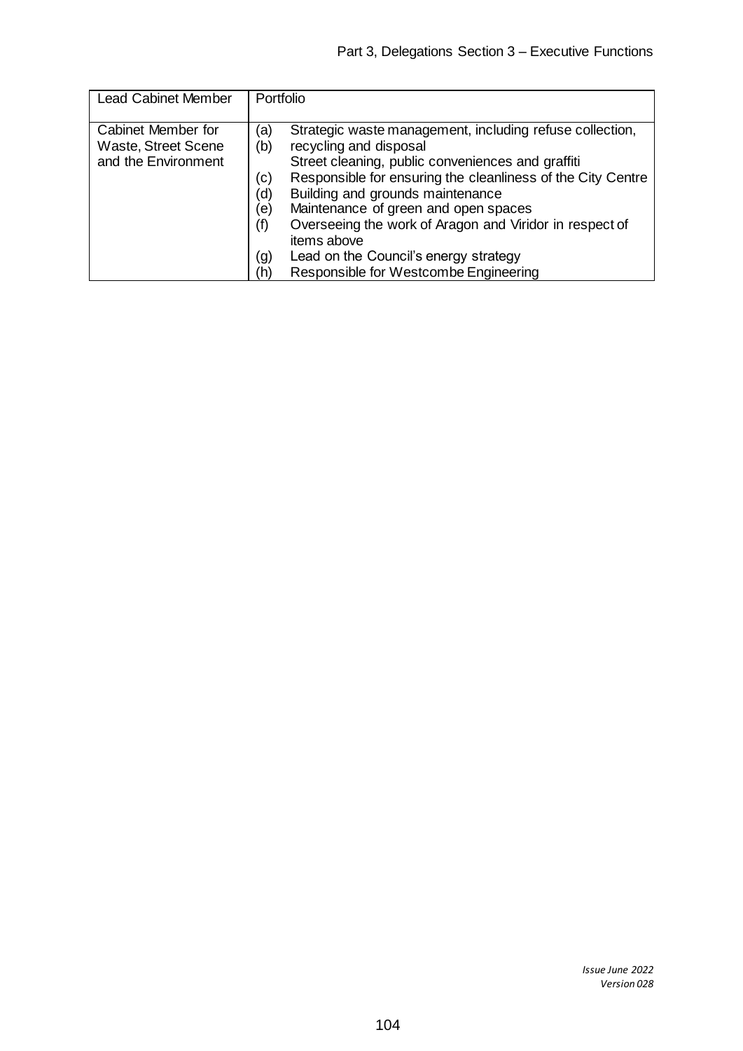| Lead Cabinet Member | Portfolio |
|---|---|
| Cabinet Member for Waste, Street Scene and the Environment | (a) Strategic waste management, including refuse collection, recycling and disposal<br>(b) Street cleaning, public conveniences and graffiti<br>(c) Responsible for ensuring the cleanliness of the City Centre<br>(d) Building and grounds maintenance<br>(e) Maintenance of green and open spaces<br>(f) Overseeing the work of Aragon and Viridor in respect of items above<br>(g) Lead on the Council's energy strategy<br>(h) Responsible for Westcombe Engineering |

*Issue June 2022*
*Version 028*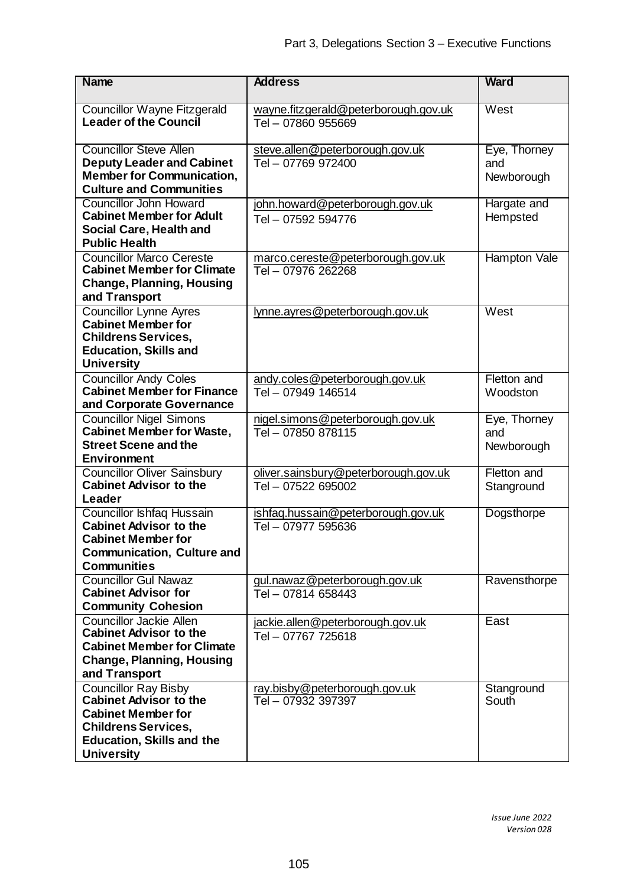| Name | Address | Ward |
|---|---|---|
| Councillor Wayne Fitzgerald **Leader of the Council** | wayne.fitzgerald@peterborough.gov.uk Tel – 07860 955669 | West |
| Councillor Steve Allen **Deputy Leader and Cabinet Member for Communication, Culture and Communities** | steve.allen@peterborough.gov.uk Tel – 07769 972400 | Eye, Thorney and Newborough |
| Councillor John Howard **Cabinet Member for Adult Social Care, Health and Public Health** | john.howard@peterborough.gov.uk Tel – 07592 594776 | Hargate and Hempsted |
| Councillor Marco Cereste **Cabinet Member for Climate Change, Planning, Housing and Transport** | marco.cereste@peterborough.gov.uk Tel – 07976 262268 | Hampton Vale |
| Councillor Lynne Ayres **Cabinet Member for Childrens Services, Education, Skills and University** | lynne.ayres@peterborough.gov.uk | West |
| Councillor Andy Coles **Cabinet Member for Finance and Corporate Governance** | andy.coles@peterborough.gov.uk Tel – 07949 146514 | Fletton and Woodston |
| Councillor Nigel Simons **Cabinet Member for Waste, Street Scene and the Environment** | nigel.simons@peterborough.gov.uk Tel – 07850 878115 | Eye, Thorney and Newborough |
| Councillor Oliver Sainsbury **Cabinet Advisor to the Leader** | oliver.sainsbury@peterborough.gov.uk Tel – 07522 695002 | Fletton and Stanground |
| Councillor Ishfaq Hussain **Cabinet Advisor to the Cabinet Member for Communication, Culture and Communities** | ishfaq.hussain@peterborough.gov.uk Tel – 07977 595636 | Dogsthorpe |
| Councillor Gul Nawaz **Cabinet Advisor for Community Cohesion** | gul.nawaz@peterborough.gov.uk Tel – 07814 658443 | Ravensthorpe |
| Councillor Jackie Allen **Cabinet Advisor to the Cabinet Member for Climate Change, Planning, Housing and Transport** | jackie.allen@peterborough.gov.uk Tel – 07767 725618 | East |
| Councillor Ray Bisby **Cabinet Advisor to the Cabinet Member for Childrens Services, Education, Skills and the University** | ray.bisby@peterborough.gov.uk Tel – 07932 397397 | Stanground South |